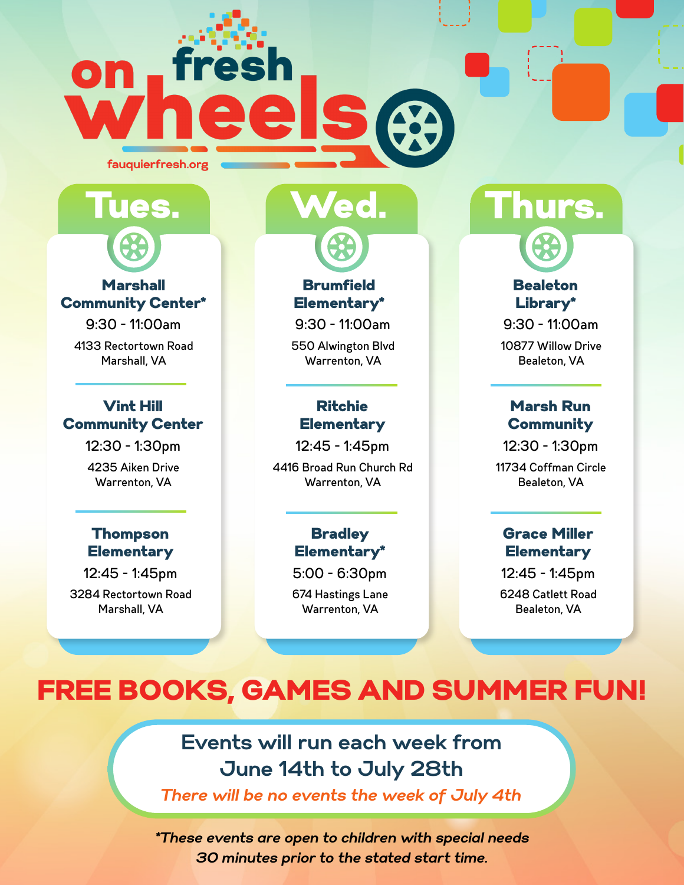# on fresh wheels

fauquierfresh.org

## Tues.

**Marshall Community Center***
9:30 - 11:00am
4133 Rectortown Road
Marshall, VA

**Vint Hill Community Center**
12:30 - 1:30pm
4235 Aiken Drive
Warrenton, VA

**Thompson Elementary**
12:45 - 1:45pm
3284 Rectortown Road
Marshall, VA

## Wed.

**Brumfield Elementary***
9:30 - 11:00am
550 Alwington Blvd
Warrenton, VA

**Ritchie Elementary**
12:45 - 1:45pm
4416 Broad Run Church Rd
Warrenton, VA

**Bradley Elementary***
5:00 - 6:30pm
674 Hastings Lane
Warrenton, VA

## Thurs.

**Bealeton Library***
9:30 - 11:00am
10877 Willow Drive
Bealeton, VA

**Marsh Run Community**
12:30 - 1:30pm
11734 Coffman Circle
Bealeton, VA

**Grace Miller Elementary**
12:45 - 1:45pm
6248 Catlett Road
Bealeton, VA

## FREE BOOKS, GAMES AND SUMMER FUN!

Events will run each week from June 14th to July 28th

*There will be no events the week of July 4th*

**This events are open to children with special needs 30 minutes prior to the stated start time.*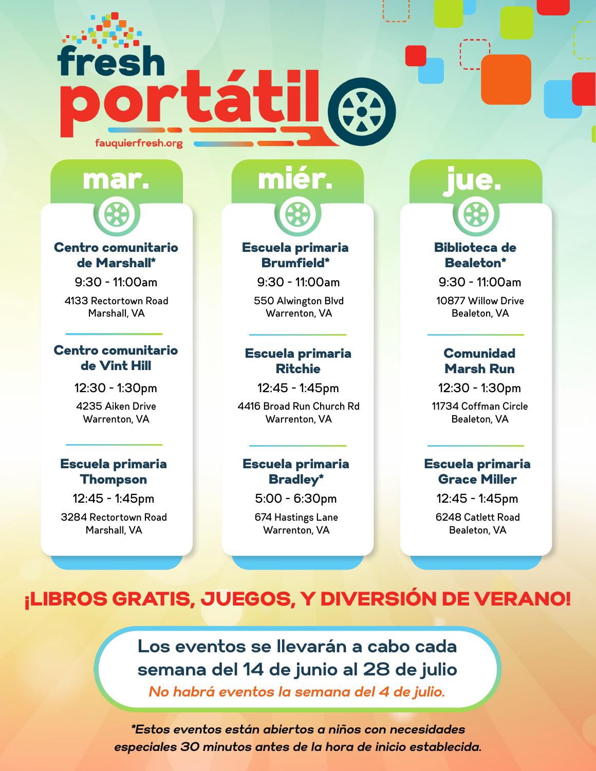# fresh portátil

fauquierfresh.org

## mar.

**Centro comunitario de Marshall***
9:30 - 11:00am
4133 Rectortown Road
Marshall, VA

**Centro comunitario de Vint Hill**
12:30 - 1:30pm
4235 Aiken Drive
Warrenton, VA

**Escuela primaria Thompson**
12:45 - 1:45pm
3284 Rectortown Road
Marshall, VA

## miér.

**Escuela primaria Brumfield***
9:30 - 11:00am
550 Alwington Blvd
Warrenton, VA

**Escuela primaria Ritchie**
12:45 - 1:45pm
4416 Broad Run Church Rd
Warrenton, VA

**Escuela primaria Bradley***
5:00 - 6:30pm
674 Hastings Lane
Warrenton, VA

## jue.

**Biblioteca de Bealeton***
9:30 - 11:00am
10877 Willow Drive
Bealeton, VA

**Comunidad Marsh Run**
12:30 - 1:30pm
11734 Coffman Circle
Bealeton, VA

**Escuela primaria Grace Miller**
12:45 - 1:45pm
6248 Catlett Road
Bealeton, VA

## ¡LIBROS GRATIS, JUEGOS, Y DIVERSIÓN DE VERANO!

**Los eventos se llevarán a cabo cada semana del 14 de junio al 28 de julio**

*No habrá eventos la semana del 4 de julio.*

****Estos eventos están abiertos a niños con necesidades especiales 30 minutos antes de la hora de inicio establecida.***